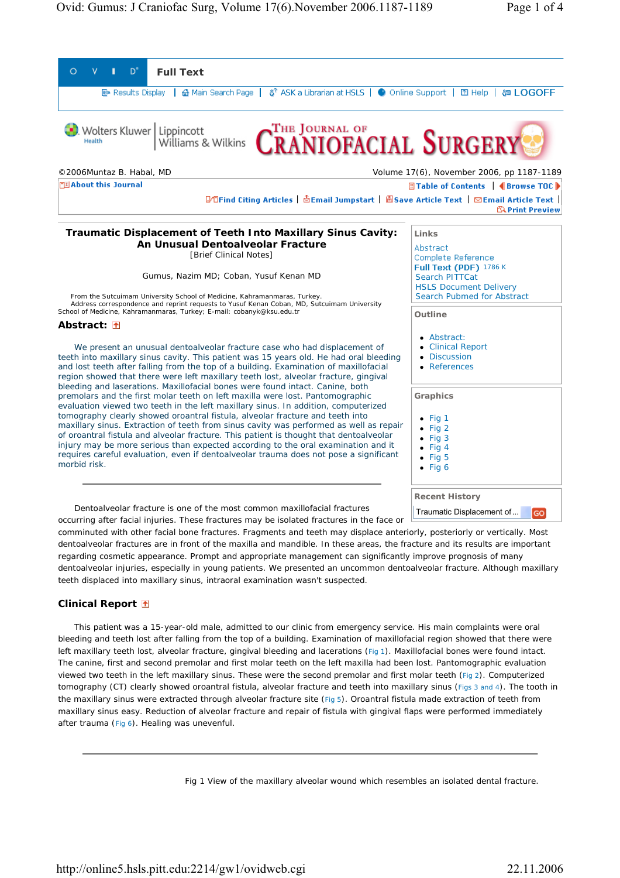©2006Muntaz B. Habal, MD

# Traumatic Displacement of Teeth Into Maxillary Sinus Cavity: An Unusual Dentoalveolar Fracture

[Brief Clinical Notes]

Gumus, Nazim MD; Coban, Yusuf Kenan MD

From the Sutcuimam University School of Medicine, Kahramanmaras, Turkey.
Address correspondence and reprint requests to Yusuf Kenan Coban, MD, Sutcuimam University School of Medicine, Kahramanmaras, Turkey; E-mail: cobanyk@ksu.edu.tr

## Abstract:

We present an unusual dentoalveolar fracture case who had displacement of teeth into maxillary sinus cavity. This patient was 15 years old. He had oral bleeding and lost teeth after falling from the top of a building. Examination of maxillofacial region showed that there were left maxillary teeth lost, alveolar fracture, gingival bleeding and laserations. Maxillofacial bones were found intact. Canine, both premolars and the first molar teeth on left maxilla were lost. Pantomographic evaluation viewed two teeth in the left maxillary sinus. In addition, computerized tomography clearly showed oroantral fistula, alveolar fracture and teeth into maxillary sinus. Extraction of teeth from sinus cavity was performed as well as repair of oroantral fistula and alveolar fracture. This patient is thought that dentoalveolar injury may be more serious than expected according to the oral examination and it requires careful evaluation, even if dentoalveolar trauma does not pose a significant morbid risk.

---

Dentoalveolar fracture is one of the most common maxillofacial fractures occurring after facial injuries. These fractures may be isolated fractures in the face or comminuted with other facial bone fractures. Fragments and teeth may displace anteriorly, posteriorly or vertically. Most dentoalveolar fractures are in front of the maxilla and mandible. In these areas, the fracture and its results are important regarding cosmetic appearance. Prompt and appropriate management can significantly improve prognosis of many dentoalveolar injuries, especially in young patients. We presented an uncommon dentoalveolar fracture. Although maxillary teeth displaced into maxillary sinus, intraoral examination wasn't suspected.

## Clinical Report

This patient was a 15-year-old male, admitted to our clinic from emergency service. His main complaints were oral bleeding and teeth lost after falling from the top of a building. Examination of maxillofacial region showed that there were left maxillary teeth lost, alveolar fracture, gingival bleeding and lacerations (Fig 1). Maxillofacial bones were found intact. The canine, first and second premolar and first molar teeth on the left maxilla had been lost. Pantomographic evaluation viewed two teeth in the left maxillary sinus. These were the second premolar and first molar teeth (Fig 2). Computerized tomography (CT) clearly showed oroantral fistula, alveolar fracture and teeth into maxillary sinus (Figs 3 and 4). The tooth in the maxillary sinus were extracted through alveolar fracture site (Fig 5). Oroantral fistula made extraction of teeth from maxillary sinus easy. Reduction of alveolar fracture and repair of fistula with gingival flaps were performed immediately after trauma (Fig 6). Healing was uneventful.

---

Fig 1 View of the maxillary alveolar wound which resembles an isolated dental fracture.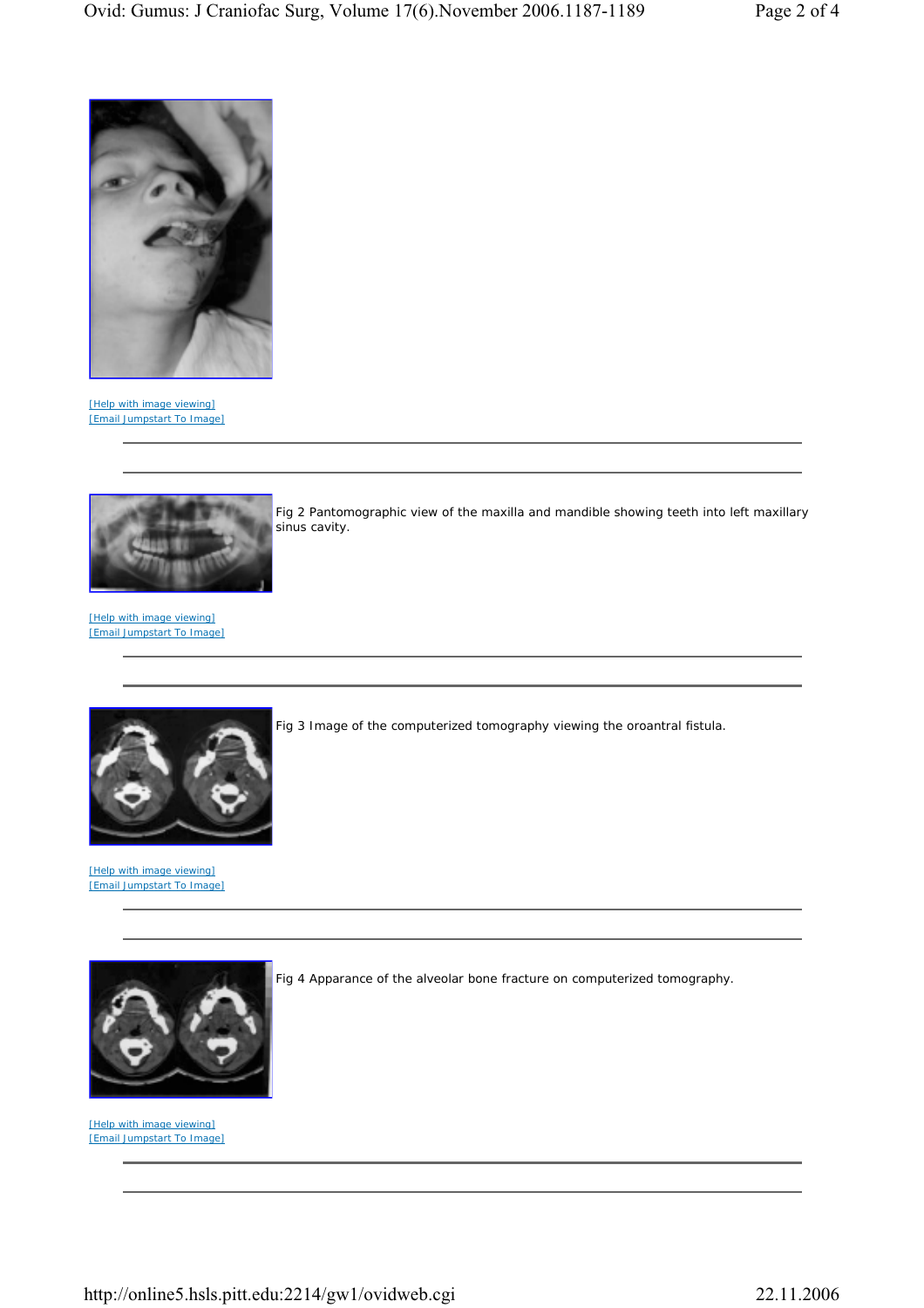[Help with image viewing]
[Email Jumpstart To Image]

---

Fig 2 Pantomographic view of the maxilla and mandible showing teeth into left maxillary sinus cavity.

[Help with image viewing]
[Email Jumpstart To Image]

---

Fig 3 Image of the computerized tomography viewing the oroantral fistula.

[Help with image viewing]
[Email Jumpstart To Image]

---

Fig 4 Apparance of the alveolar bone fracture on computerized tomography.

[Help with image viewing]
[Email Jumpstart To Image]

---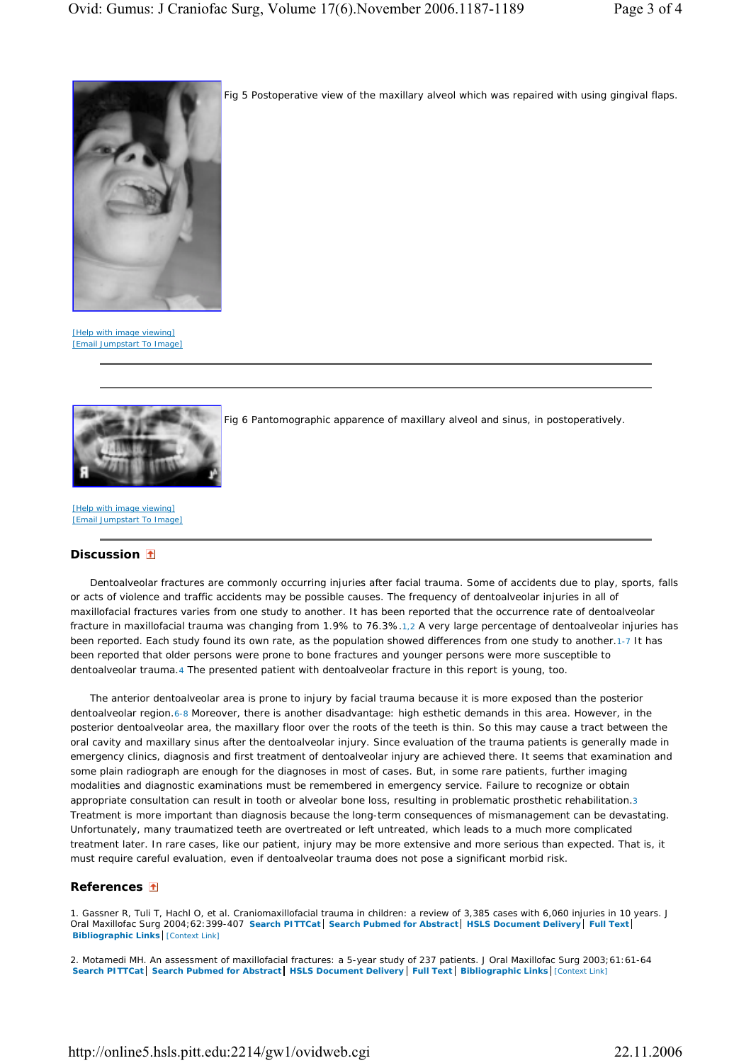Fig 5 Postoperative view of the maxillary alveol which was repaired with using gingival flaps.

[Help with image viewing]
[Email Jumpstart To Image]

Fig 6 Pantomographic apparence of maxillary alveol and sinus, in postoperatively.

[Help with image viewing]
[Email Jumpstart To Image]

## Discussion

Dentoalveolar fractures are commonly occurring injuries after facial trauma. Some of accidents due to play, sports, falls or acts of violence and traffic accidents may be possible causes. The frequency of dentoalveolar injuries in all of maxillofacial fractures varies from one study to another. It has been reported that the occurrence rate of dentoalveolar fracture in maxillofacial trauma was changing from 1.9% to 76.3%.[1,2] A very large percentage of dentoalveolar injuries has been reported. Each study found its own rate, as the population showed differences from one study to another.[1-7] It has been reported that older persons were prone to bone fractures and younger persons were more susceptible to dentoalveolar trauma.[4] The presented patient with dentoalveolar fracture in this report is young, too.

The anterior dentoalveolar area is prone to injury by facial trauma because it is more exposed than the posterior dentoalveolar region.[6-8] Moreover, there is another disadvantage: high esthetic demands in this area. However, in the posterior dentoalveolar area, the maxillary floor over the roots of the teeth is thin. So this may cause a tract between the oral cavity and maxillary sinus after the dentoalveolar injury. Since evaluation of the trauma patients is generally made in emergency clinics, diagnosis and first treatment of dentoalveolar injury are achieved there. It seems that examination and some plain radiograph are enough for the diagnoses in most of cases. But, in some rare patients, further imaging modalities and diagnostic examinations must be remembered in emergency service. Failure to recognize or obtain appropriate consultation can result in tooth or alveolar bone loss, resulting in problematic prosthetic rehabilitation.[3] Treatment is more important than diagnosis because the long-term consequences of mismanagement can be devastating. Unfortunately, many traumatized teeth are overtreated or left untreated, which leads to a much more complicated treatment later. In rare cases, like our patient, injury may be more extensive and more serious than expected. That is, it must require careful evaluation, even if dentoalveolar trauma does not pose a significant morbid risk.

## References

1. Gassner R, Tuli T, Hachl O, et al. Craniomaxillofacial trauma in children: a review of 3,385 cases with 6,060 injuries in 10 years. J Oral Maxillofac Surg 2004;62:399-407 **Search PITTCat** | **Search Pubmed for Abstract** | **HSLS Document Delivery** | **Full Text** | **Bibliographic Links** | [Context Link]

2. Motamedi MH. An assessment of maxillofacial fractures: a 5-year study of 237 patients. J Oral Maxillofac Surg 2003;61:61-64 **Search PITTCat** | **Search Pubmed for Abstract** | **HSLS Document Delivery** | **Full Text** | **Bibliographic Links** | [Context Link]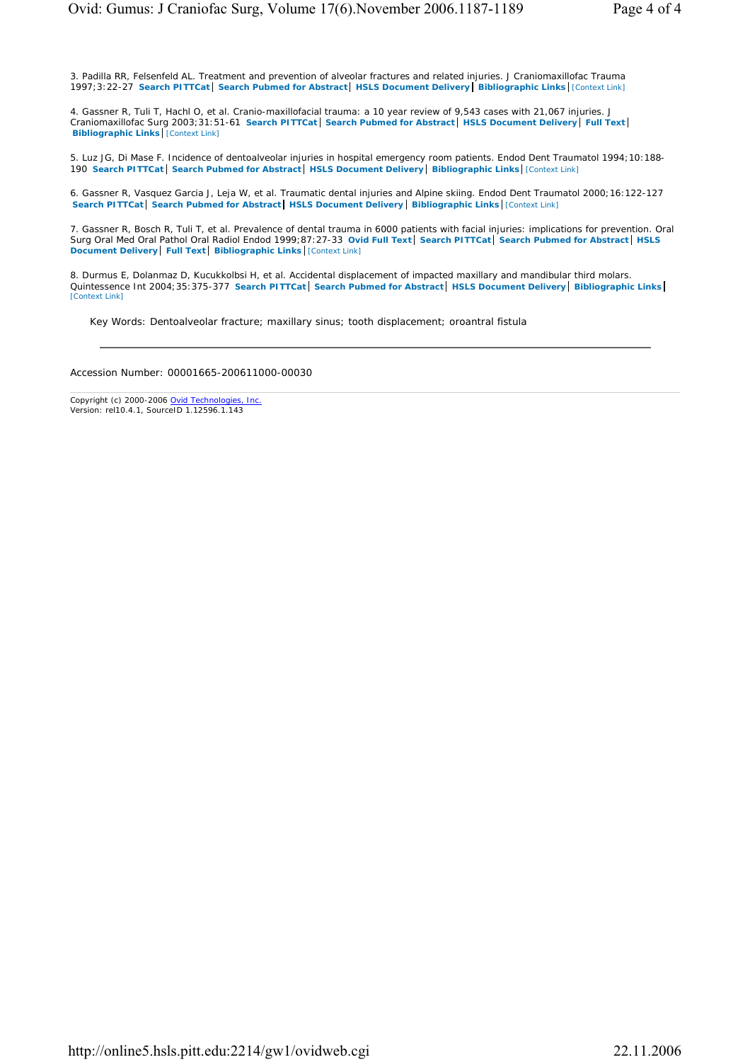3. Padilla RR, Felsenfeld AL. Treatment and prevention of alveolar fractures and related injuries. J Craniomaxillofac Trauma 1997;3:22-27 **Search PITTCat** | **Search Pubmed for Abstract** | **HSLS Document Delivery** | **Bibliographic Links** | [Context Link]

4. Gassner R, Tuli T, Hachl O, et al. Cranio-maxillofacial trauma: a 10 year review of 9,543 cases with 21,067 injuries. J Craniomaxillofac Surg 2003;31:51-61 **Search PITTCat** | **Search Pubmed for Abstract** | **HSLS Document Delivery** | **Full Text** | **Bibliographic Links** | [Context Link]

5. Luz JG, Di Mase F. Incidence of dentoalveolar injuries in hospital emergency room patients. Endod Dent Traumatol 1994;10:188-190 **Search PITTCat** | **Search Pubmed for Abstract** | **HSLS Document Delivery** | **Bibliographic Links** | [Context Link]

6. Gassner R, Vasquez Garcia J, Leja W, et al. Traumatic dental injuries and Alpine skiing. Endod Dent Traumatol 2000;16:122-127 **Search PITTCat** | **Search Pubmed for Abstract** | **HSLS Document Delivery** | **Bibliographic Links** | [Context Link]

7. Gassner R, Bosch R, Tuli T, et al. Prevalence of dental trauma in 6000 patients with facial injuries: implications for prevention. Oral Surg Oral Med Oral Pathol Oral Radiol Endod 1999;87:27-33 **Ovid Full Text** | **Search PITTCat** | **Search Pubmed for Abstract** | **HSLS Document Delivery** | **Full Text** | **Bibliographic Links** | [Context Link]

8. Durmus E, Dolanmaz D, Kucukkolbsi H, et al. Accidental displacement of impacted maxillary and mandibular third molars. Quintessence Int 2004;35:375-377 **Search PITTCat** | **Search Pubmed for Abstract** | **HSLS Document Delivery** | **Bibliographic Links** | [Context Link]

Key Words: Dentoalveolar fracture; maxillary sinus; tooth displacement; oroantral fistula

---

Accession Number: 00001665-200611000-00030

Copyright (c) 2000-2006 Ovid Technologies, Inc.
Version: rel10.4.1, SourceID 1.12596.1.143